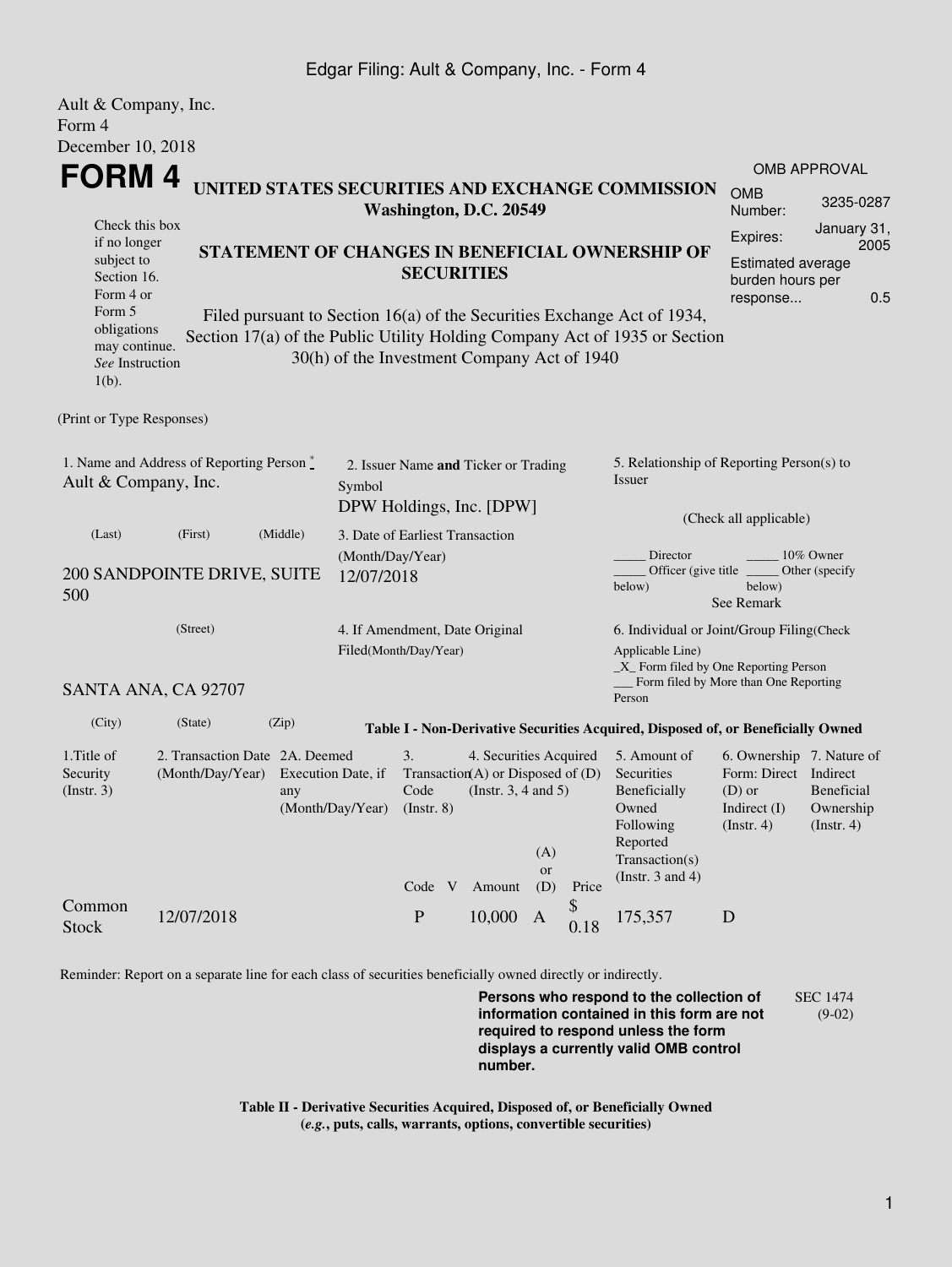Ault & Company, Inc.
Form 4
December 10, 2018

# FORM 4

**UNITED STATES SECURITIES AND EXCHANGE COMMISSION**
**Washington, D.C. 20549**

| OMB APPROVAL | |
|---|---|
| OMB Number: | 3235-0287 |
| Expires: | January 31, 2005 |
| Estimated average burden hours per response... | 0.5 |

Check this box if no longer subject to Section 16. Form 4 or Form 5 obligations may continue. *See* Instruction 1(b).

**STATEMENT OF CHANGES IN BENEFICIAL OWNERSHIP OF SECURITIES**

Filed pursuant to Section 16(a) of the Securities Exchange Act of 1934, Section 17(a) of the Public Utility Holding Company Act of 1935 or Section 30(h) of the Investment Company Act of 1940

(Print or Type Responses)

1. Name and Address of Reporting Person *
Ault & Company, Inc.

(Last) (First) (Middle)

200 SANDPOINTE DRIVE, SUITE 500

(Street)

SANTA ANA, CA 92707

(City) (State) (Zip)

2. Issuer Name **and** Ticker or Trading Symbol
DPW Holdings, Inc. [DPW]

3. Date of Earliest Transaction (Month/Day/Year)
12/07/2018

4. If Amendment, Date Original Filed(Month/Day/Year)

5. Relationship of Reporting Person(s) to Issuer

(Check all applicable)

_____ Director _____ 10% Owner
_____ Officer (give title below) _____ Other (specify below)
See Remark

6. Individual or Joint/Group Filing(Check Applicable Line)
_X_ Form filed by One Reporting Person
___ Form filed by More than One Reporting Person

**Table I - Non-Derivative Securities Acquired, Disposed of, or Beneficially Owned**

| 1.Title of Security (Instr. 3) | 2. Transaction Date (Month/Day/Year) | 2A. Deemed Execution Date, if any (Month/Day/Year) | 3. Transaction Code (Instr. 8) | | 4. Securities Acquired (A) or Disposed of (D) (Instr. 3, 4 and 5) | | | 5. Amount of Securities Beneficially Owned Following Reported Transaction(s) (Instr. 3 and 4) | 6. Ownership Form: Direct (D) or Indirect (I) (Instr. 4) | 7. Nature of Indirect Beneficial Ownership (Instr. 4) |
|---|---|---|---|---|---|---|---|---|---|---|
| | | | Code | V | Amount | (A) or (D) | Price | | | |
| Common Stock | 12/07/2018 | | P | | 10,000 | A | $ 0.18 | 175,357 | D | |

Reminder: Report on a separate line for each class of securities beneficially owned directly or indirectly.

**Persons who respond to the collection of information contained in this form are not required to respond unless the form displays a currently valid OMB control number.**

SEC 1474 (9-02)

**Table II - Derivative Securities Acquired, Disposed of, or Beneficially Owned**
**(*e.g.*, puts, calls, warrants, options, convertible securities)**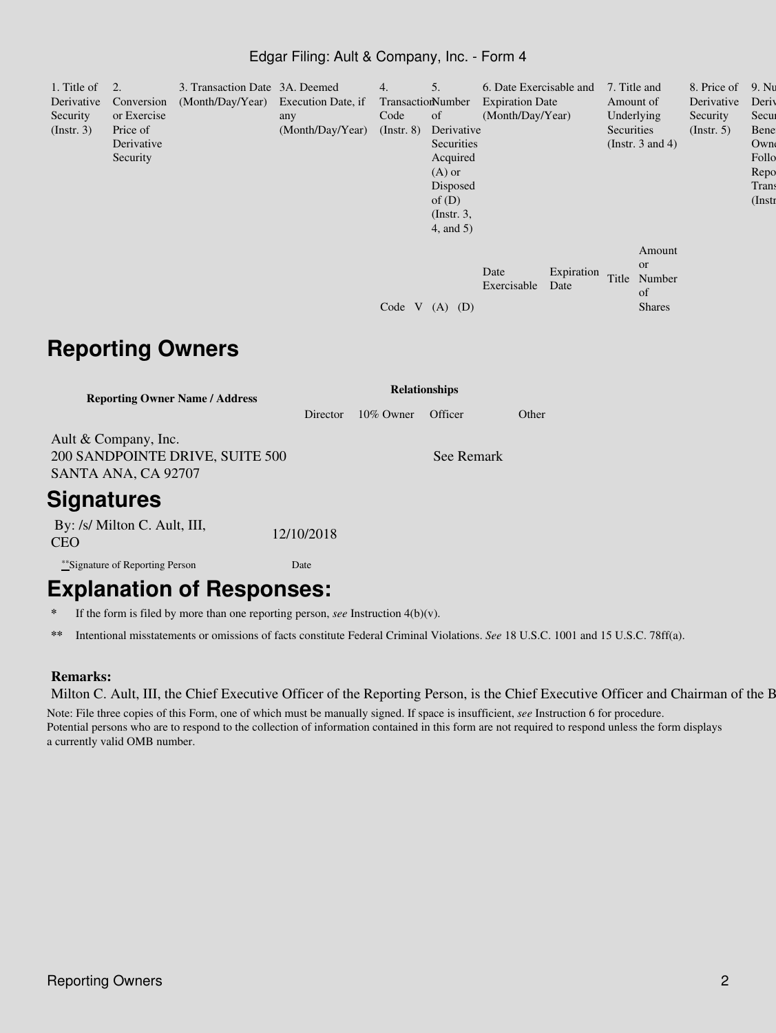| 1. Title of Derivative Security (Instr. 3) | 2. Conversion or Exercise Price of Derivative Security | 3. Transaction Date (Month/Day/Year) | 3A. Deemed Execution Date, if any (Month/Day/Year) | 4. Transaction Code (Instr. 8) | | 5. Number of Derivative Securities Acquired (A) or Disposed of (D) (Instr. 3, 4, and 5) | | 6. Date Exercisable and Expiration Date (Month/Day/Year) | | 7. Title and Amount of Underlying Securities (Instr. 3 and 4) | | 8. Price of Derivative Security (Instr. 5) | 9. Nu Deriv Secur Bene Owne Follo Repo Trans (Instr |
|---|---|---|---|---|---|---|---|---|---|---|---|---|---|
| | | | | Code | V | (A) | (D) | Date Exercisable | Expiration Date | Title | Amount or Number of Shares | | |

# Reporting Owners

| Reporting Owner Name / Address | Relationships | | | |
|---|---|---|---|---|
| | Director | 10% Owner | Officer | Other |
| Ault & Company, Inc.<br>200 SANDPOINTE DRIVE, SUITE 500<br>SANTA ANA, CA 92707 | | | See Remark | |

# Signatures

| | |
|---|---|
| By: /s/ Milton C. Ault, III, CEO | 12/10/2018 |
| **Signature of Reporting Person | Date |

# Explanation of Responses:

\* If the form is filed by more than one reporting person, *see* Instruction 4(b)(v).

** Intentional misstatements or omissions of facts constitute Federal Criminal Violations. *See* 18 U.S.C. 1001 and 15 U.S.C. 78ff(a).

**Remarks:**

Milton C. Ault, III, the Chief Executive Officer of the Reporting Person, is the Chief Executive Officer and Chairman of the B

Note: File three copies of this Form, one of which must be manually signed. If space is insufficient, *see* Instruction 6 for procedure.
Potential persons who are to respond to the collection of information contained in this form are not required to respond unless the form displays a currently valid OMB number.